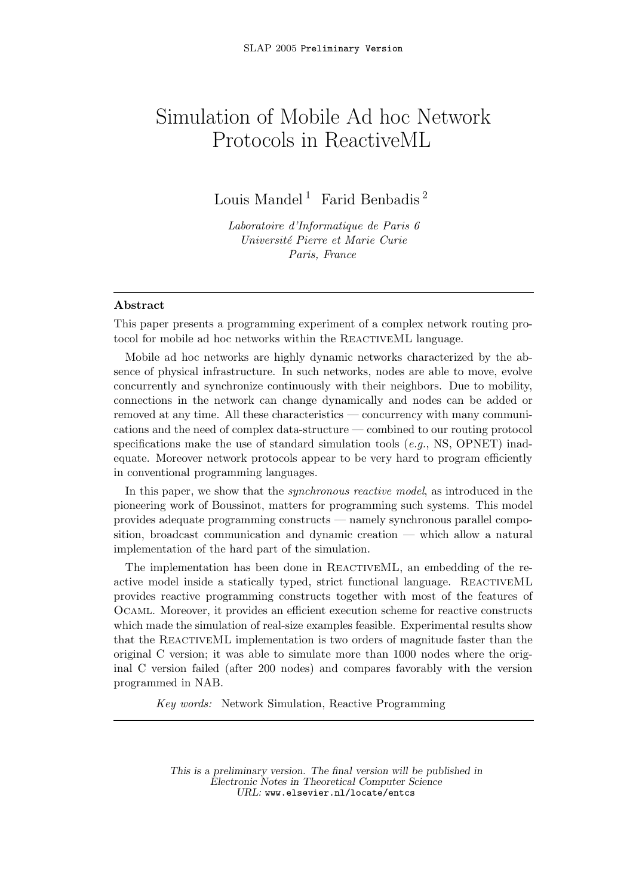# Simulation of Mobile Ad hoc Network Protocols in ReactiveML

Louis Mandel [1] Farid Benbadis [2]

*Laboratoire d'Informatique de Paris 6*
*Université Pierre et Marie Curie*
*Paris, France*

## Abstract

This paper presents a programming experiment of a complex network routing protocol for mobile ad hoc networks within the ReactiveML language.

Mobile ad hoc networks are highly dynamic networks characterized by the absence of physical infrastructure. In such networks, nodes are able to move, evolve concurrently and synchronize continuously with their neighbors. Due to mobility, connections in the network can change dynamically and nodes can be added or removed at any time. All these characteristics — concurrency with many communications and the need of complex data-structure — combined to our routing protocol specifications make the use of standard simulation tools (*e.g.*, NS, OPNET) inadequate. Moreover network protocols appear to be very hard to program efficiently in conventional programming languages.

In this paper, we show that the *synchronous reactive model*, as introduced in the pioneering work of Boussinot, matters for programming such systems. This model provides adequate programming constructs — namely synchronous parallel composition, broadcast communication and dynamic creation — which allow a natural implementation of the hard part of the simulation.

The implementation has been done in ReactiveML, an embedding of the reactive model inside a statically typed, strict functional language. ReactiveML provides reactive programming constructs together with most of the features of Ocaml. Moreover, it provides an efficient execution scheme for reactive constructs which made the simulation of real-size examples feasible. Experimental results show that the ReactiveML implementation is two orders of magnitude faster than the original C version; it was able to simulate more than 1000 nodes where the original C version failed (after 200 nodes) and compares favorably with the version programmed in NAB.

*Key words:* Network Simulation, Reactive Programming

*This is a preliminary version. The final version will be published in Electronic Notes in Theoretical Computer Science*
*URL:* www.elsevier.nl/locate/entcs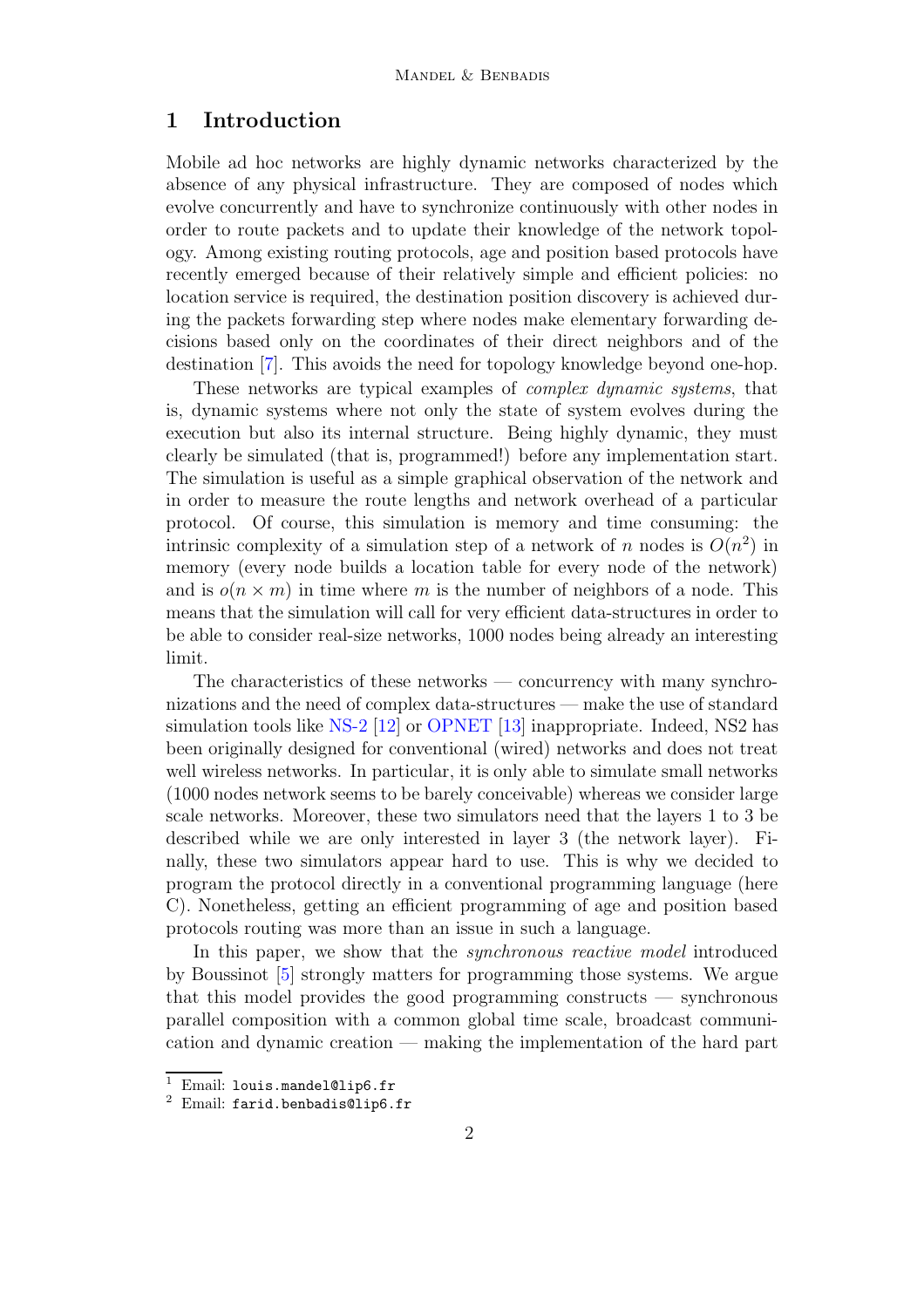## 1 Introduction

Mobile ad hoc networks are highly dynamic networks characterized by the absence of any physical infrastructure. They are composed of nodes which evolve concurrently and have to synchronize continuously with other nodes in order to route packets and to update their knowledge of the network topology. Among existing routing protocols, age and position based protocols have recently emerged because of their relatively simple and efficient policies: no location service is required, the destination position discovery is achieved during the packets forwarding step where nodes make elementary forwarding decisions based only on the coordinates of their direct neighbors and of the destination [7]. This avoids the need for topology knowledge beyond one-hop.

These networks are typical examples of *complex dynamic systems*, that is, dynamic systems where not only the state of system evolves during the execution but also its internal structure. Being highly dynamic, they must clearly be simulated (that is, programmed!) before any implementation start. The simulation is useful as a simple graphical observation of the network and in order to measure the route lengths and network overhead of a particular protocol. Of course, this simulation is memory and time consuming: the intrinsic complexity of a simulation step of a network of $n$ nodes is $O(n^2)$ in memory (every node builds a location table for every node of the network) and is $o(n \times m)$ in time where $m$ is the number of neighbors of a node. This means that the simulation will call for very efficient data-structures in order to be able to consider real-size networks, 1000 nodes being already an interesting limit.

The characteristics of these networks — concurrency with many synchronizations and the need of complex data-structures — make the use of standard simulation tools like NS-2 [12] or OPNET [13] inappropriate. Indeed, NS2 has been originally designed for conventional (wired) networks and does not treat well wireless networks. In particular, it is only able to simulate small networks (1000 nodes network seems to be barely conceivable) whereas we consider large scale networks. Moreover, these two simulators need that the layers 1 to 3 be described while we are only interested in layer 3 (the network layer). Finally, these two simulators appear hard to use. This is why we decided to program the protocol directly in a conventional programming language (here C). Nonetheless, getting an efficient programming of age and position based protocols routing was more than an issue in such a language.

In this paper, we show that the *synchronous reactive model* introduced by Boussinot [5] strongly matters for programming those systems. We argue that this model provides the good programming constructs — synchronous parallel composition with a common global time scale, broadcast communication and dynamic creation — making the implementation of the hard part

[1] Email: `louis.mandel@lip6.fr`

[2] Email: `farid.benbadis@lip6.fr`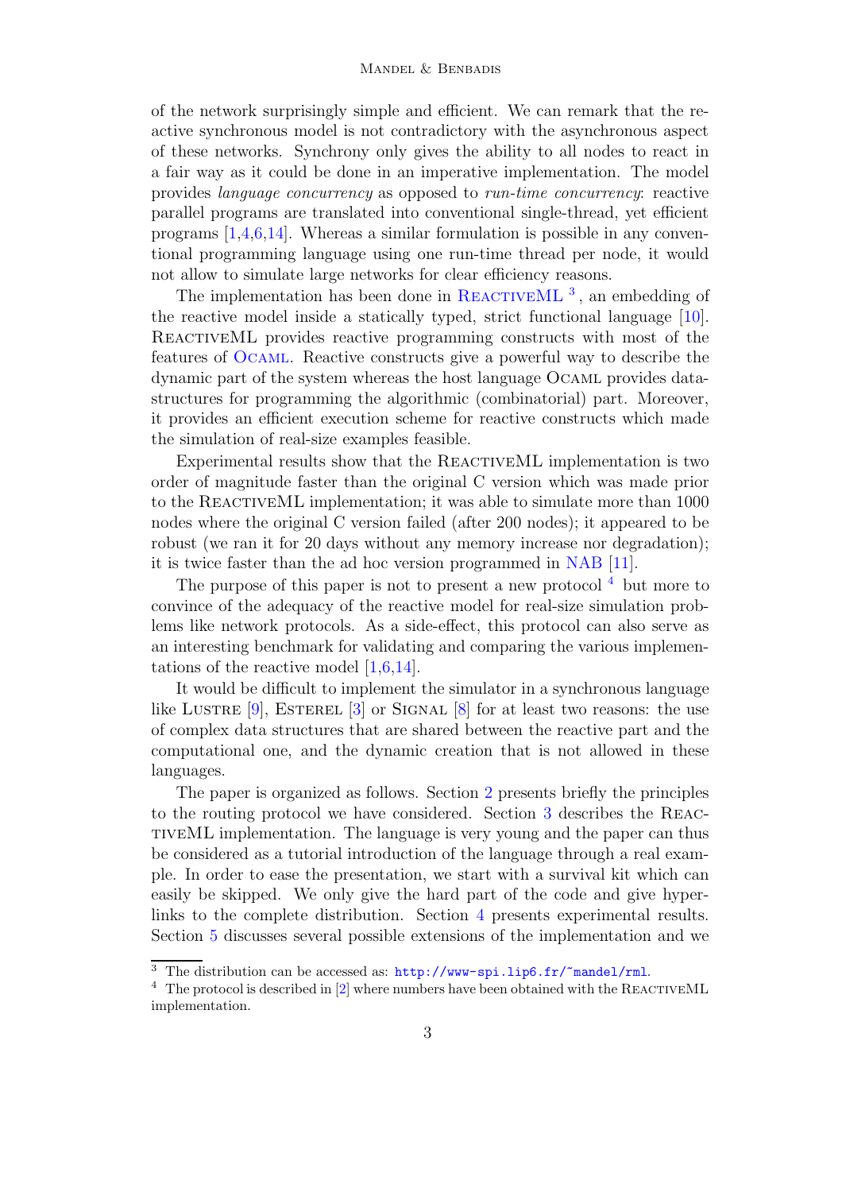of the network surprisingly simple and efficient. We can remark that the reactive synchronous model is not contradictory with the asynchronous aspect of these networks. Synchrony only gives the ability to all nodes to react in a fair way as it could be done in an imperative implementation. The model provides *language concurrency* as opposed to *run-time concurrency*: reactive parallel programs are translated into conventional single-thread, yet efficient programs [1,4,6,14]. Whereas a similar formulation is possible in any conventional programming language using one run-time thread per node, it would not allow to simulate large networks for clear efficiency reasons.

The implementation has been done in ReactiveML [3], an embedding of the reactive model inside a statically typed, strict functional language [10]. ReactiveML provides reactive programming constructs with most of the features of Ocaml. Reactive constructs give a powerful way to describe the dynamic part of the system whereas the host language Ocaml provides data-structures for programming the algorithmic (combinatorial) part. Moreover, it provides an efficient execution scheme for reactive constructs which made the simulation of real-size examples feasible.

Experimental results show that the ReactiveML implementation is two order of magnitude faster than the original C version which was made prior to the ReactiveML implementation; it was able to simulate more than 1000 nodes where the original C version failed (after 200 nodes); it appeared to be robust (we ran it for 20 days without any memory increase nor degradation); it is twice faster than the ad hoc version programmed in NAB [11].

The purpose of this paper is not to present a new protocol [4] but more to convince of the adequacy of the reactive model for real-size simulation problems like network protocols. As a side-effect, this protocol can also serve as an interesting benchmark for validating and comparing the various implementations of the reactive model [1,6,14].

It would be difficult to implement the simulator in a synchronous language like Lustre [9], Esterel [3] or Signal [8] for at least two reasons: the use of complex data structures that are shared between the reactive part and the computational one, and the dynamic creation that is not allowed in these languages.

The paper is organized as follows. Section 2 presents briefly the principles to the routing protocol we have considered. Section 3 describes the ReactiveML implementation. The language is very young and the paper can thus be considered as a tutorial introduction of the language through a real example. In order to ease the presentation, we start with a survival kit which can easily be skipped. We only give the hard part of the code and give hyperlinks to the complete distribution. Section 4 presents experimental results. Section 5 discusses several possible extensions of the implementation and we

---

[3] The distribution can be accessed as: `http://www-spi.lip6.fr/~mandel/rml`.

[4] The protocol is described in [2] where numbers have been obtained with the ReactiveML implementation.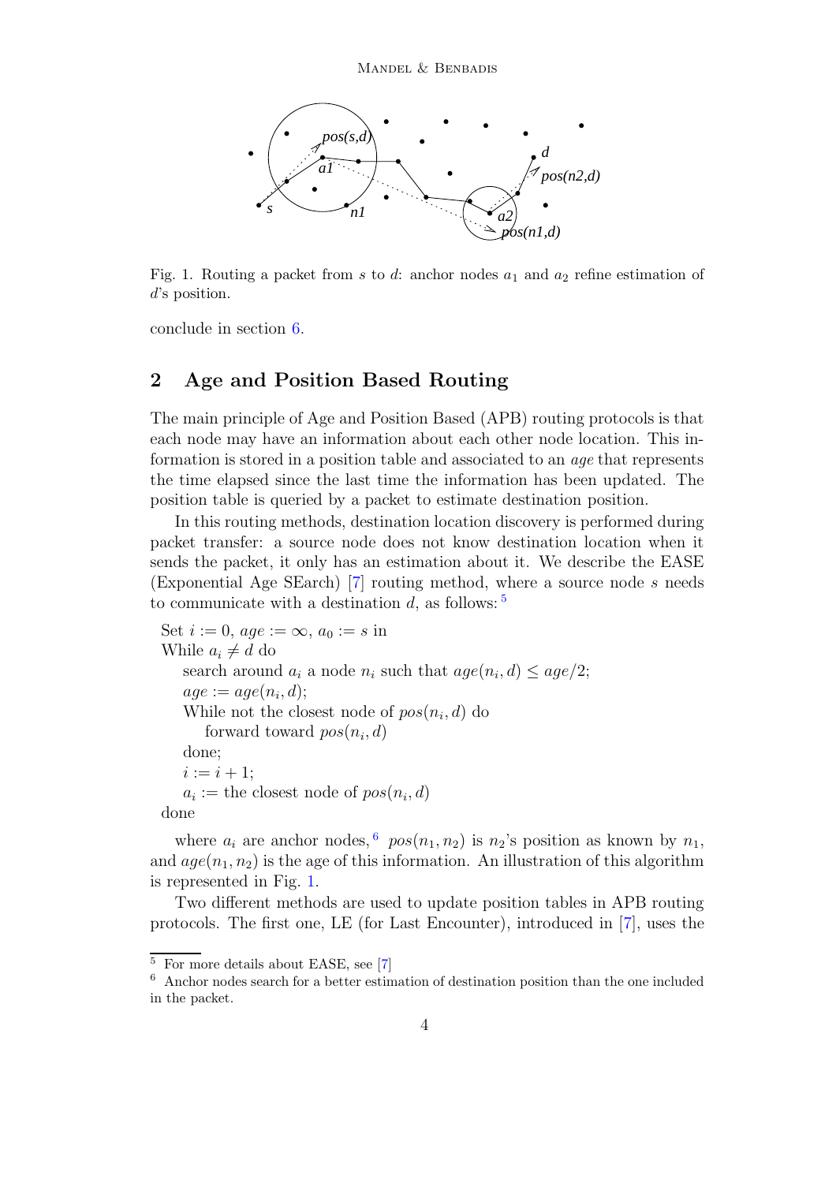Fig. 1. Routing a packet from $s$ to $d$: anchor nodes $a_1$ and $a_2$ refine estimation of $d$'s position.

conclude in section 6.

## 2 Age and Position Based Routing

The main principle of Age and Position Based (APB) routing protocols is that each node may have an information about each other node location. This information is stored in a position table and associated to an *age* that represents the time elapsed since the last time the information has been updated. The position table is queried by a packet to estimate destination position.

In this routing methods, destination location discovery is performed during packet transfer: a source node does not know destination location when it sends the packet, it only has an estimation about it. We describe the EASE (Exponential Age SEarch) [7] routing method, where a source node $s$ needs to communicate with a destination $d$, as follows: [5]

Set $i := 0$, $age := \infty$, $a_0 := s$ in
While $a_i \neq d$ do
  search around $a_i$ a node $n_i$ such that $age(n_i, d) \leq age/2$;
  $age := age(n_i, d)$;
  While not the closest node of $pos(n_i, d)$ do
    forward toward $pos(n_i, d)$
  done;
  $i := i + 1$;
  $a_i :=$ the closest node of $pos(n_i, d)$
done

where $a_i$ are anchor nodes, [6] $pos(n_1, n_2)$ is $n_2$'s position as known by $n_1$, and $age(n_1, n_2)$ is the age of this information. An illustration of this algorithm is represented in Fig. 1.

Two different methods are used to update position tables in APB routing protocols. The first one, LE (for Last Encounter), introduced in [7], uses the

[5] For more details about EASE, see [7]

[6] Anchor nodes search for a better estimation of destination position than the one included in the packet.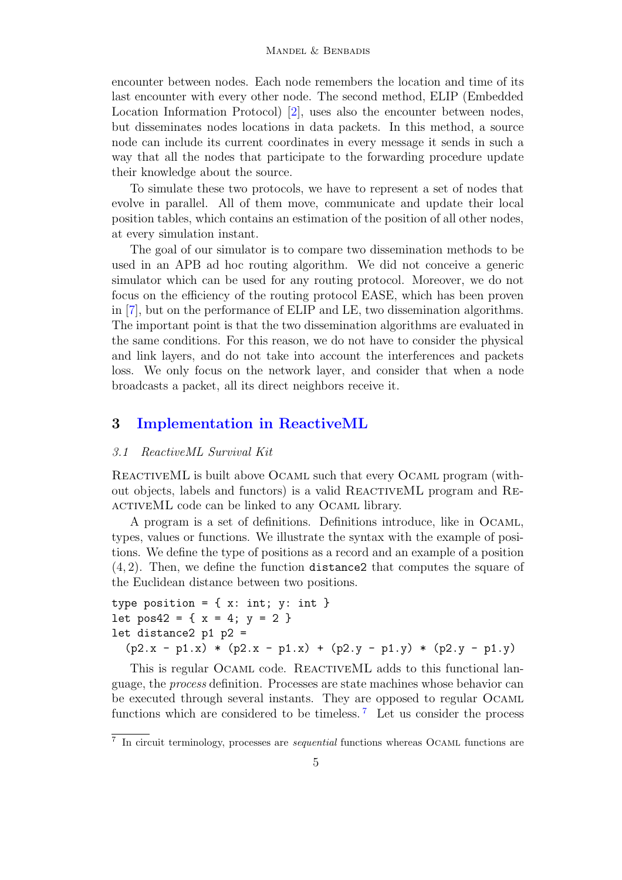encounter between nodes. Each node remembers the location and time of its last encounter with every other node. The second method, ELIP (Embedded Location Information Protocol) [2], uses also the encounter between nodes, but disseminates nodes locations in data packets. In this method, a source node can include its current coordinates in every message it sends in such a way that all the nodes that participate to the forwarding procedure update their knowledge about the source.

To simulate these two protocols, we have to represent a set of nodes that evolve in parallel. All of them move, communicate and update their local position tables, which contains an estimation of the position of all other nodes, at every simulation instant.

The goal of our simulator is to compare two dissemination methods to be used in an APB ad hoc routing algorithm. We did not conceive a generic simulator which can be used for any routing protocol. Moreover, we do not focus on the efficiency of the routing protocol EASE, which has been proven in [7], but on the performance of ELIP and LE, two dissemination algorithms. The important point is that the two dissemination algorithms are evaluated in the same conditions. For this reason, we do not have to consider the physical and link layers, and do not take into account the interferences and packets loss. We only focus on the network layer, and consider that when a node broadcasts a packet, all its direct neighbors receive it.

## 3 Implementation in ReactiveML

### 3.1 ReactiveML Survival Kit

ReactiveML is built above OCaml such that every OCaml program (without objects, labels and functors) is a valid ReactiveML program and ReactiveML code can be linked to any OCaml library.

A program is a set of definitions. Definitions introduce, like in OCaml, types, values or functions. We illustrate the syntax with the example of positions. We define the type of positions as a record and an example of a position $(4, 2)$. Then, we define the function `distance2` that computes the square of the Euclidean distance between two positions.

```
type position = { x: int; y: int }
let pos42 = { x = 4; y = 2 }
let distance2 p1 p2 =
  (p2.x - p1.x) * (p2.x - p1.x) + (p2.y - p1.y) * (p2.y - p1.y)
```

This is regular OCaml code. ReactiveML adds to this functional language, the *process* definition. Processes are state machines whose behavior can be executed through several instants. They are opposed to regular OCaml functions which are considered to be timeless. [7] Let us consider the process

[7] In circuit terminology, processes are *sequential* functions whereas OCaml functions are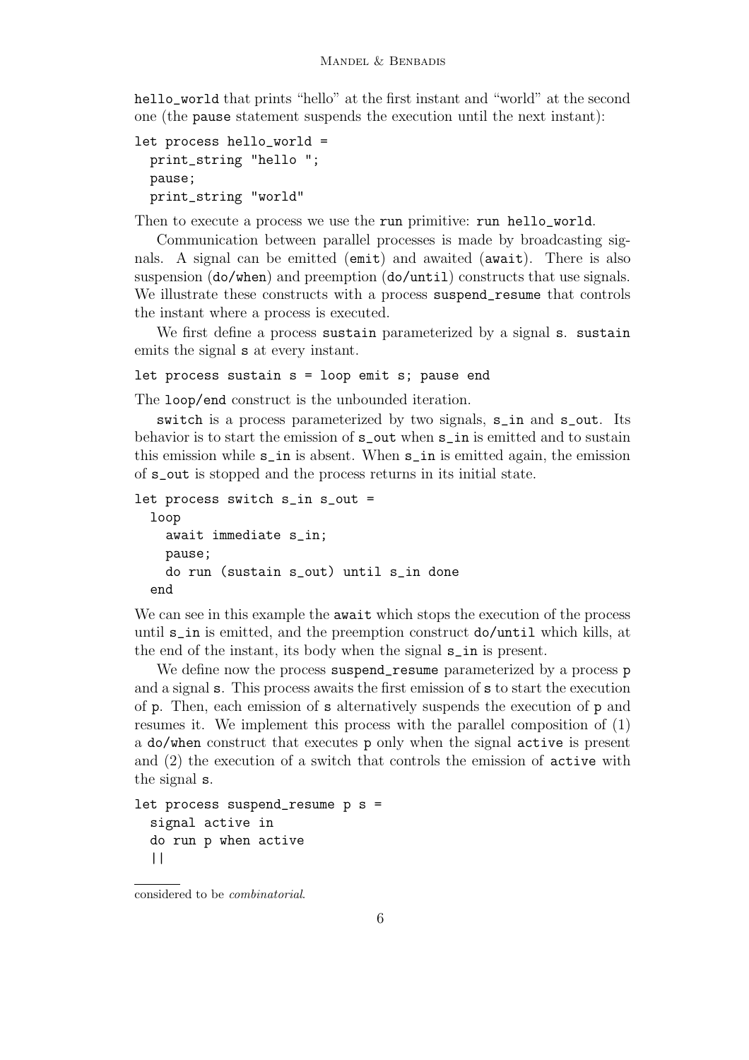hello_world that prints "hello" at the first instant and "world" at the second one (the pause statement suspends the execution until the next instant):

```
let process hello_world =
  print_string "hello ";
  pause;
  print_string "world"
```

Then to execute a process we use the run primitive: run hello_world.

Communication between parallel processes is made by broadcasting signals. A signal can be emitted (emit) and awaited (await). There is also suspension (do/when) and preemption (do/until) constructs that use signals. We illustrate these constructs with a process suspend_resume that controls the instant where a process is executed.

We first define a process sustain parameterized by a signal s. sustain emits the signal s at every instant.

```
let process sustain s = loop emit s; pause end
```

The loop/end construct is the unbounded iteration.

switch is a process parameterized by two signals, s_in and s_out. Its behavior is to start the emission of s_out when s_in is emitted and to sustain this emission while s_in is absent. When s_in is emitted again, the emission of s_out is stopped and the process returns in its initial state.

```
let process switch s_in s_out =
  loop
    await immediate s_in;
    pause;
    do run (sustain s_out) until s_in done
  end
```

We can see in this example the await which stops the execution of the process until s_in is emitted, and the preemption construct do/until which kills, at the end of the instant, its body when the signal s_in is present.

We define now the process suspend_resume parameterized by a process p and a signal s. This process awaits the first emission of s to start the execution of p. Then, each emission of s alternatively suspends the execution of p and resumes it. We implement this process with the parallel composition of (1) a do/when construct that executes p only when the signal active is present and (2) the execution of a switch that controls the emission of active with the signal s.

```
let process suspend_resume p s =
  signal active in
  do run p when active
  ||
```

considered to be *combinatorial*.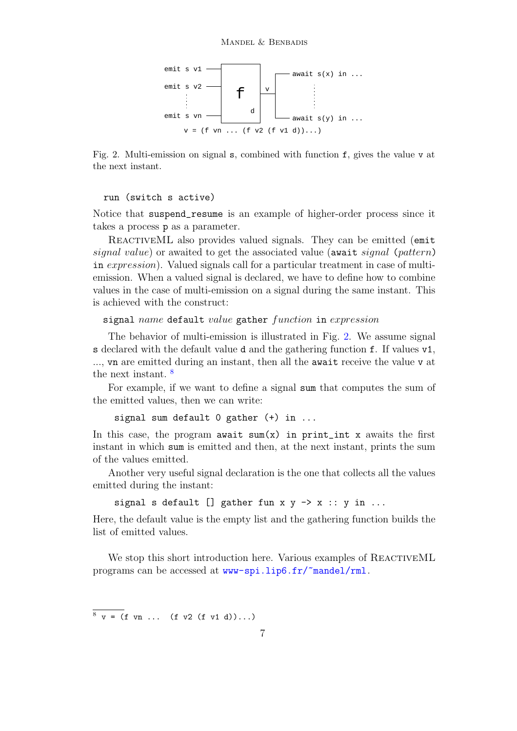```
emit s v1 ──┐        ┌── await s(x) in ...
emit s v2 ──┤   f    │v
    ⋮       │      d ├──      ⋮
emit s vn ──┘        └── await s(y) in ...
      v = (f vn ... (f v2 (f v1 d))...)
```

Fig. 2. Multi-emission on signal `s`, combined with function `f`, gives the value `v` at the next instant.

```
run (switch s active)
```

Notice that `suspend_resume` is an example of higher-order process since it takes a process `p` as a parameter.

ReactiveML also provides valued signals. They can be emitted (`emit` *signal value*) or awaited to get the associated value (`await` *signal* (*pattern*) `in` *expression*). Valued signals call for a particular treatment in case of multi-emission. When a valued signal is declared, we have to define how to combine values in the case of multi-emission on a signal during the same instant. This is achieved with the construct:

`signal` *name* `default` *value* `gather` *function* `in` *expression*

The behavior of multi-emission is illustrated in Fig. 2. We assume signal `s` declared with the default value `d` and the gathering function `f`. If values `v1`, ..., `vn` are emitted during an instant, then all the `await` receive the value `v` at the next instant. [8]

For example, if we want to define a signal `sum` that computes the sum of the emitted values, then we can write:

```
signal sum default 0 gather (+) in ...
```

In this case, the program `await sum(x) in print_int x` awaits the first instant in which `sum` is emitted and then, at the next instant, prints the sum of the values emitted.

Another very useful signal declaration is the one that collects all the values emitted during the instant:

```
signal s default [] gather fun x y -> x :: y in ...
```

Here, the default value is the empty list and the gathering function builds the list of emitted values.

We stop this short introduction here. Various examples of ReactiveML programs can be accessed at www-spi.lip6.fr/~mandel/rml.

---

[8] `v = (f vn ... (f v2 (f v1 d))...)`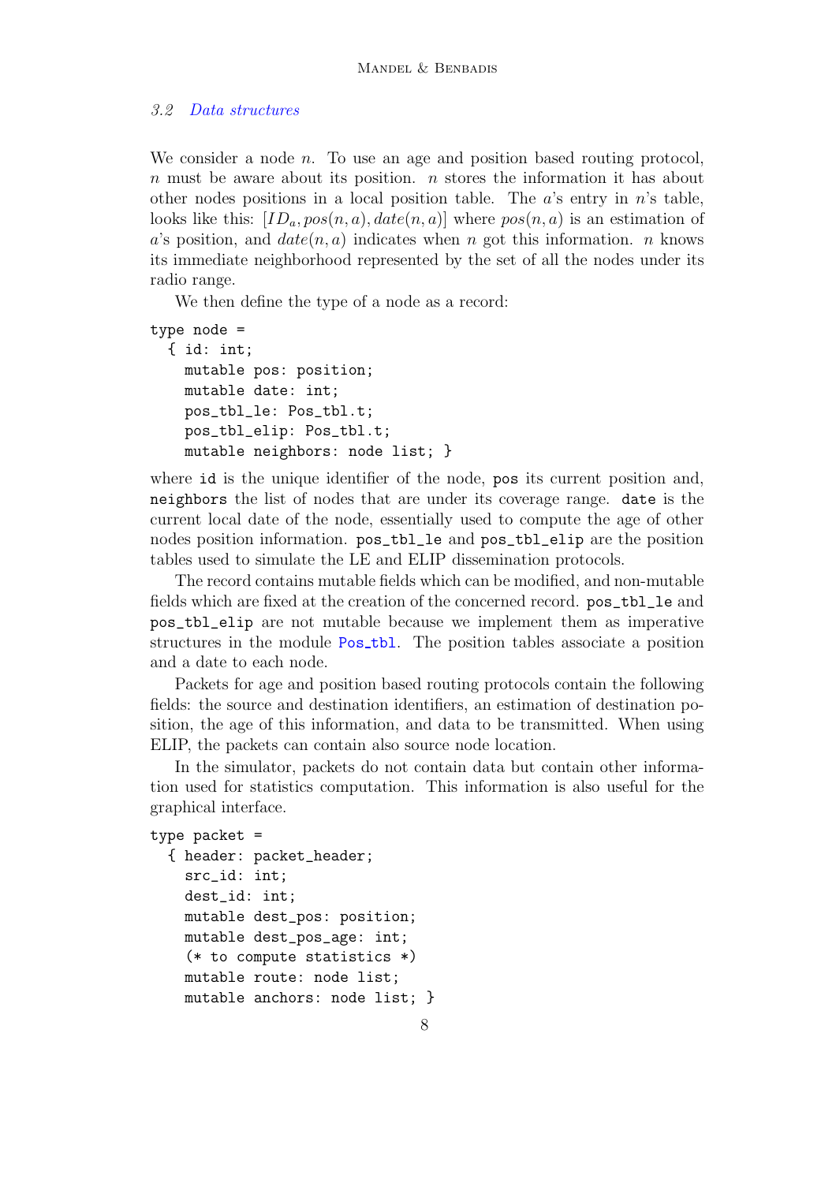### 3.2 *Data structures*

We consider a node $n$. To use an age and position based routing protocol, $n$ must be aware about its position. $n$ stores the information it has about other nodes positions in a local position table. The $a$'s entry in $n$'s table, looks like this: $[ID_a, pos(n,a), date(n,a)]$ where $pos(n,a)$ is an estimation of $a$'s position, and $date(n,a)$ indicates when $n$ got this information. $n$ knows its immediate neighborhood represented by the set of all the nodes under its radio range.

We then define the type of a node as a record:

```
type node =
  { id: int;
    mutable pos: position;
    mutable date: int;
    pos_tbl_le: Pos_tbl.t;
    pos_tbl_elip: Pos_tbl.t;
    mutable neighbors: node list; }
```

where `id` is the unique identifier of the node, `pos` its current position and, `neighbors` the list of nodes that are under its coverage range. `date` is the current local date of the node, essentially used to compute the age of other nodes position information. `pos_tbl_le` and `pos_tbl_elip` are the position tables used to simulate the LE and ELIP dissemination protocols.

The record contains mutable fields which can be modified, and non-mutable fields which are fixed at the creation of the concerned record. `pos_tbl_le` and `pos_tbl_elip` are not mutable because we implement them as imperative structures in the module `Pos_tbl`. The position tables associate a position and a date to each node.

Packets for age and position based routing protocols contain the following fields: the source and destination identifiers, an estimation of destination position, the age of this information, and data to be transmitted. When using ELIP, the packets can contain also source node location.

In the simulator, packets do not contain data but contain other information used for statistics computation. This information is also useful for the graphical interface.

```
type packet =
  { header: packet_header;
    src_id: int;
    dest_id: int;
    mutable dest_pos: position;
    mutable dest_pos_age: int;
    (* to compute statistics *)
    mutable route: node list;
    mutable anchors: node list; }
```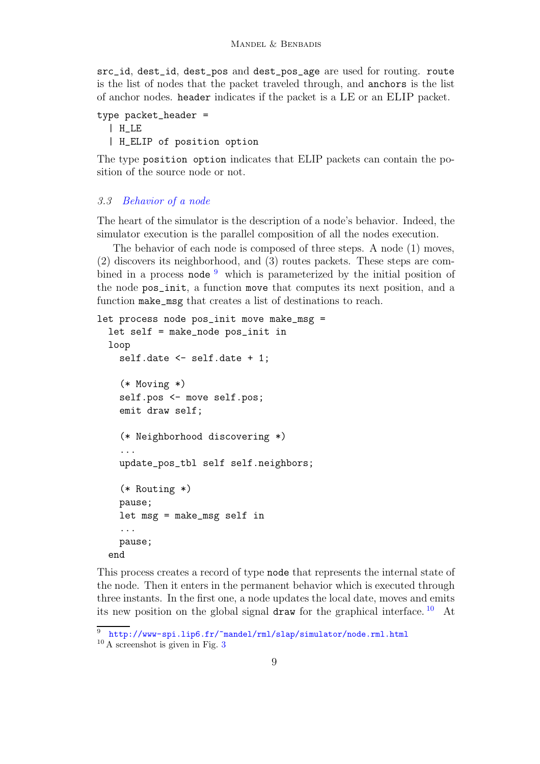`src_id`, `dest_id`, `dest_pos` and `dest_pos_age` are used for routing. `route` is the list of nodes that the packet traveled through, and `anchors` is the list of anchor nodes. `header` indicates if the packet is a LE or an ELIP packet.

```
type packet_header =
  | H_LE
  | H_ELIP of position option
```

The type `position option` indicates that ELIP packets can contain the position of the source node or not.

### *3.3 Behavior of a node*

The heart of the simulator is the description of a node's behavior. Indeed, the simulator execution is the parallel composition of all the nodes execution.

The behavior of each node is composed of three steps. A node (1) moves, (2) discovers its neighborhood, and (3) routes packets. These steps are combined in a process `node` [9] which is parameterized by the initial position of the node `pos_init`, a function `move` that computes its next position, and a function `make_msg` that creates a list of destinations to reach.

```
let process node pos_init move make_msg =
  let self = make_node pos_init in
  loop
    self.date <- self.date + 1;

    (* Moving *)
    self.pos <- move self.pos;
    emit draw self;

    (* Neighborhood discovering *)
    ...
    update_pos_tbl self self.neighbors;

    (* Routing *)
    pause;
    let msg = make_msg self in
    ...
    pause;
  end
```

This process creates a record of type `node` that represents the internal state of the node. Then it enters in the permanent behavior which is executed through three instants. In the first one, a node updates the local date, moves and emits its new position on the global signal `draw` for the graphical interface. [10] At

[9] http://www-spi.lip6.fr/~mandel/rml/slap/simulator/node.rml.html

[10] A screenshot is given in Fig. 3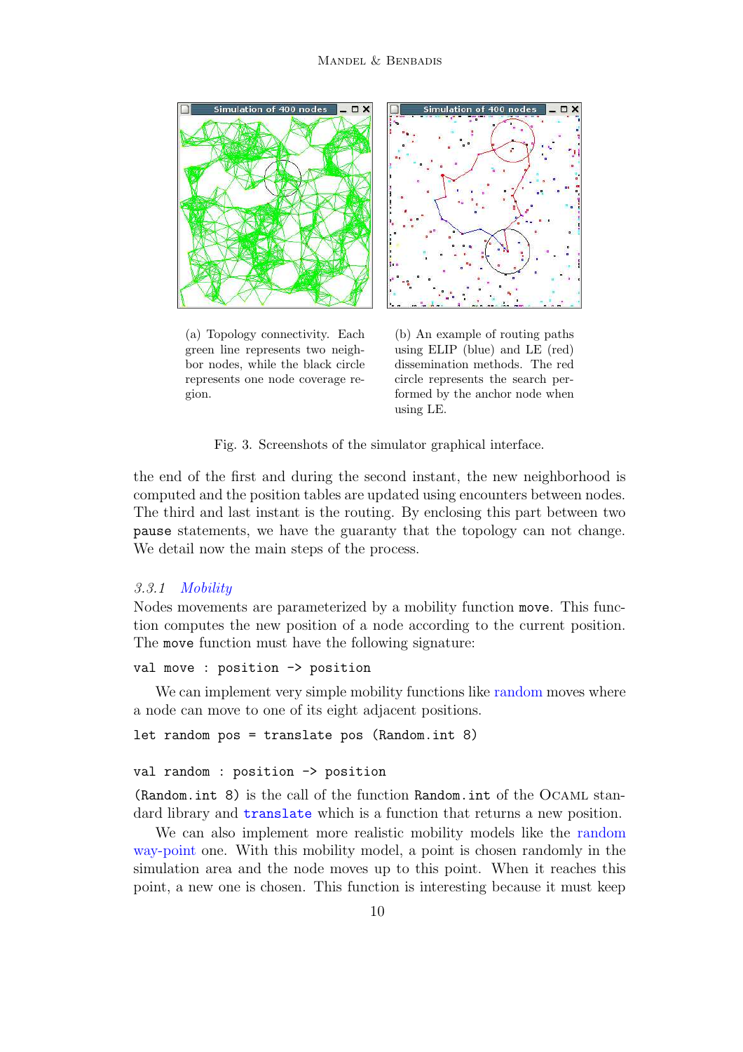(a) Topology connectivity. Each green line represents two neighbor nodes, while the black circle represents one node coverage region.

(b) An example of routing paths using ELIP (blue) and LE (red) dissemination methods. The red circle represents the search performed by the anchor node when using LE.

Fig. 3. Screenshots of the simulator graphical interface.

the end of the first and during the second instant, the new neighborhood is computed and the position tables are updated using encounters between nodes. The third and last instant is the routing. By enclosing this part between two `pause` statements, we have the guaranty that the topology can not change. We detail now the main steps of the process.

### *3.3.1 Mobility*

Nodes movements are parameterized by a mobility function `move`. This function computes the new position of a node according to the current position. The `move` function must have the following signature:

```
val move : position -> position
```

We can implement very simple mobility functions like random moves where a node can move to one of its eight adjacent positions.

```
let random pos = translate pos (Random.int 8)
```

```
val random : position -> position
```

`(Random.int 8)` is the call of the function `Random.int` of the OCaml standard library and `translate` which is a function that returns a new position.

We can also implement more realistic mobility models like the random way-point one. With this mobility model, a point is chosen randomly in the simulation area and the node moves up to this point. When it reaches this point, a new one is chosen. This function is interesting because it must keep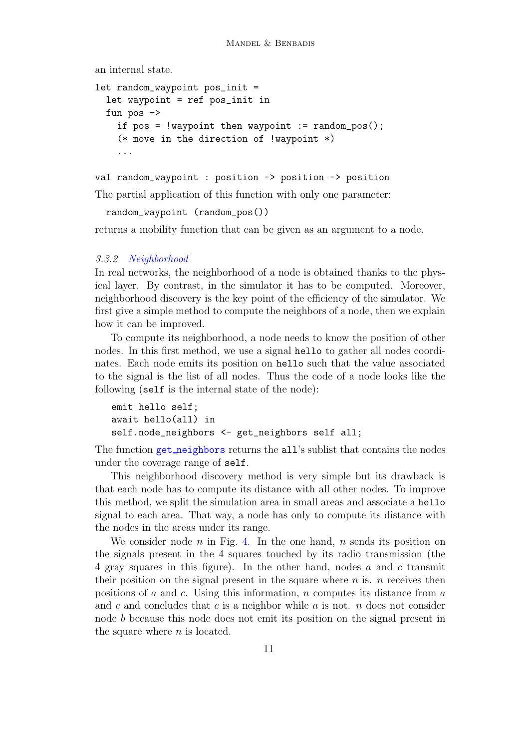an internal state.

```
let random_waypoint pos_init =
  let waypoint = ref pos_init in
  fun pos ->
    if pos = !waypoint then waypoint := random_pos();
    (* move in the direction of !waypoint *)
    ...

val random_waypoint : position -> position -> position
```

The partial application of this function with only one parameter:

```
  random_waypoint (random_pos())
```

returns a mobility function that can be given as an argument to a node.

### 3.3.2 Neighborhood

In real networks, the neighborhood of a node is obtained thanks to the physical layer. By contrast, in the simulator it has to be computed. Moreover, neighborhood discovery is the key point of the efficiency of the simulator. We first give a simple method to compute the neighbors of a node, then we explain how it can be improved.

To compute its neighborhood, a node needs to know the position of other nodes. In this first method, we use a signal `hello` to gather all nodes coordinates. Each node emits its position on `hello` such that the value associated to the signal is the list of all nodes. Thus the code of a node looks like the following (`self` is the internal state of the node):

```
emit hello self;
await hello(all) in
self.node_neighbors <- get_neighbors self all;
```

The function `get_neighbors` returns the `all`'s sublist that contains the nodes under the coverage range of `self`.

This neighborhood discovery method is very simple but its drawback is that each node has to compute its distance with all other nodes. To improve this method, we split the simulation area in small areas and associate a `hello` signal to each area. That way, a node has only to compute its distance with the nodes in the areas under its range.

We consider node $n$ in Fig. 4. In the one hand, $n$ sends its position on the signals present in the 4 squares touched by its radio transmission (the 4 gray squares in this figure). In the other hand, nodes $a$ and $c$ transmit their position on the signal present in the square where $n$ is. $n$ receives then positions of $a$ and $c$. Using this information, $n$ computes its distance from $a$ and $c$ and concludes that $c$ is a neighbor while $a$ is not. $n$ does not consider node $b$ because this node does not emit its position on the signal present in the square where $n$ is located.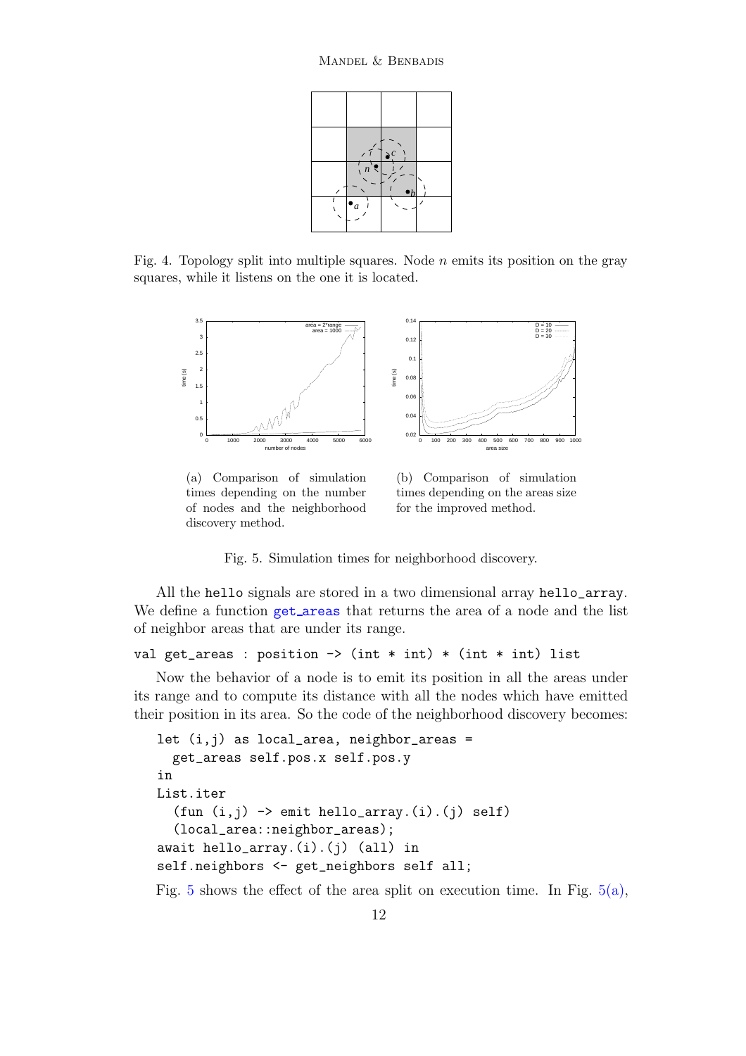Fig. 4. Topology split into multiple squares. Node $n$ emits its position on the gray squares, while it listens on the one it is located.

(a) Comparison of simulation times depending on the number of nodes and the neighborhood discovery method.

(b) Comparison of simulation times depending on the areas size for the improved method.

Fig. 5. Simulation times for neighborhood discovery.

All the `hello` signals are stored in a two dimensional array `hello_array`. We define a function `get_areas` that returns the area of a node and the list of neighbor areas that are under its range.

```
val get_areas : position -> (int * int) * (int * int) list
```

Now the behavior of a node is to emit its position in all the areas under its range and to compute its distance with all the nodes which have emitted their position in its area. So the code of the neighborhood discovery becomes:

```
let (i,j) as local_area, neighbor_areas =
  get_areas self.pos.x self.pos.y
in
List.iter
  (fun (i,j) -> emit hello_array.(i).(j) self)
  (local_area::neighbor_areas);
await hello_array.(i).(j) (all) in
self.neighbors <- get_neighbors self all;
```

Fig. 5 shows the effect of the area split on execution time. In Fig. 5(a),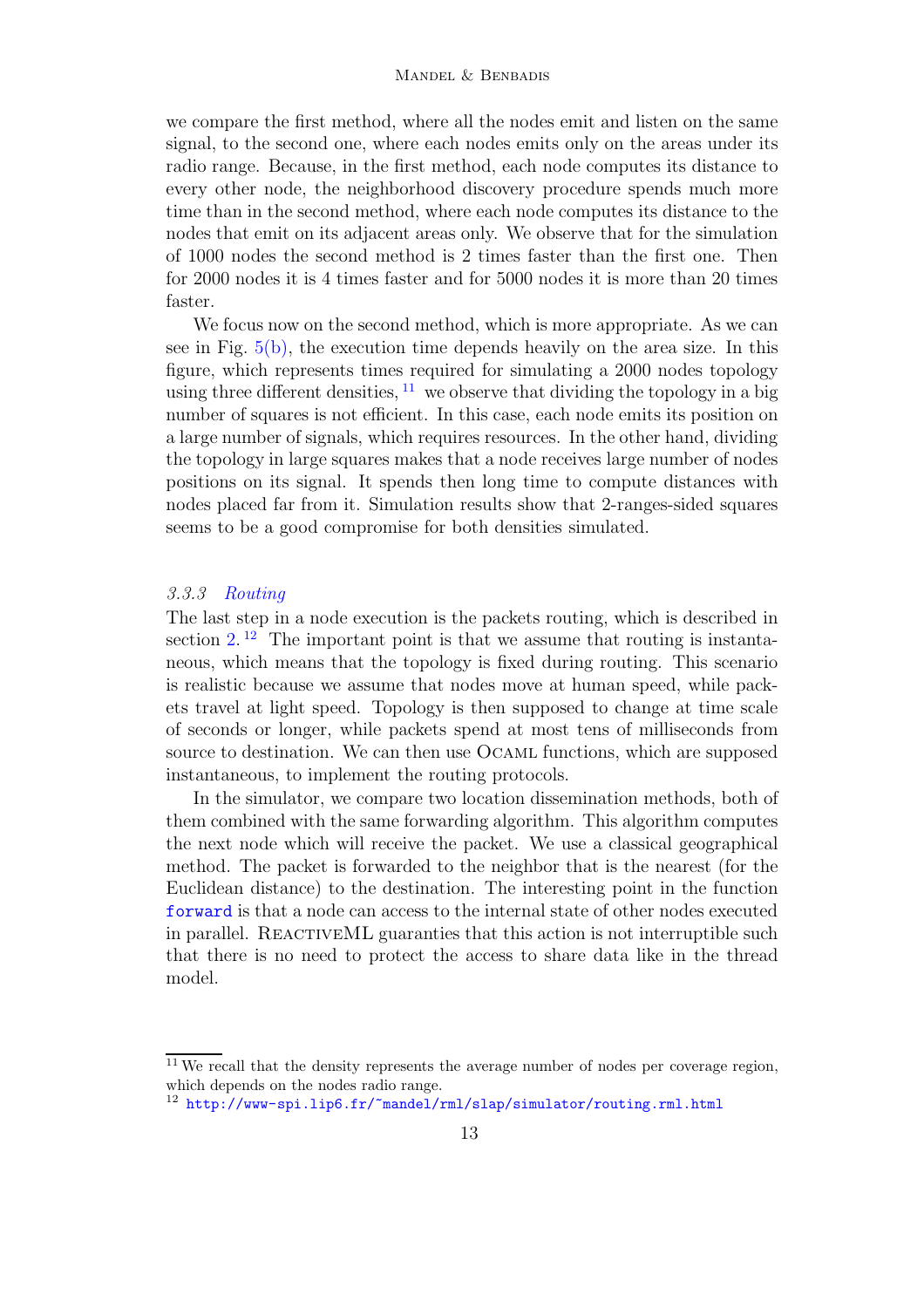we compare the first method, where all the nodes emit and listen on the same signal, to the second one, where each nodes emits only on the areas under its radio range. Because, in the first method, each node computes its distance to every other node, the neighborhood discovery procedure spends much more time than in the second method, where each node computes its distance to the nodes that emit on its adjacent areas only. We observe that for the simulation of 1000 nodes the second method is 2 times faster than the first one. Then for 2000 nodes it is 4 times faster and for 5000 nodes it is more than 20 times faster.

We focus now on the second method, which is more appropriate. As we can see in Fig. 5(b), the execution time depends heavily on the area size. In this figure, which represents times required for simulating a 2000 nodes topology using three different densities,[11] we observe that dividing the topology in a big number of squares is not efficient. In this case, each node emits its position on a large number of signals, which requires resources. In the other hand, dividing the topology in large squares makes that a node receives large number of nodes positions on its signal. It spends then long time to compute distances with nodes placed far from it. Simulation results show that 2-ranges-sided squares seems to be a good compromise for both densities simulated.

#### *3.3.3 Routing*

The last step in a node execution is the packets routing, which is described in section 2.[12] The important point is that we assume that routing is instantaneous, which means that the topology is fixed during routing. This scenario is realistic because we assume that nodes move at human speed, while packets travel at light speed. Topology is then supposed to change at time scale of seconds or longer, while packets spend at most tens of milliseconds from source to destination. We can then use OCaml functions, which are supposed instantaneous, to implement the routing protocols.

In the simulator, we compare two location dissemination methods, both of them combined with the same forwarding algorithm. This algorithm computes the next node which will receive the packet. We use a classical geographical method. The packet is forwarded to the neighbor that is the nearest (for the Euclidean distance) to the destination. The interesting point in the function `forward` is that a node can access to the internal state of other nodes executed in parallel. ReactiveML guaranties that this action is not interruptible such that there is no need to protect the access to share data like in the thread model.

[11] We recall that the density represents the average number of nodes per coverage region, which depends on the nodes radio range.

[12] http://www-spi.lip6.fr/~mandel/rml/slap/simulator/routing.rml.html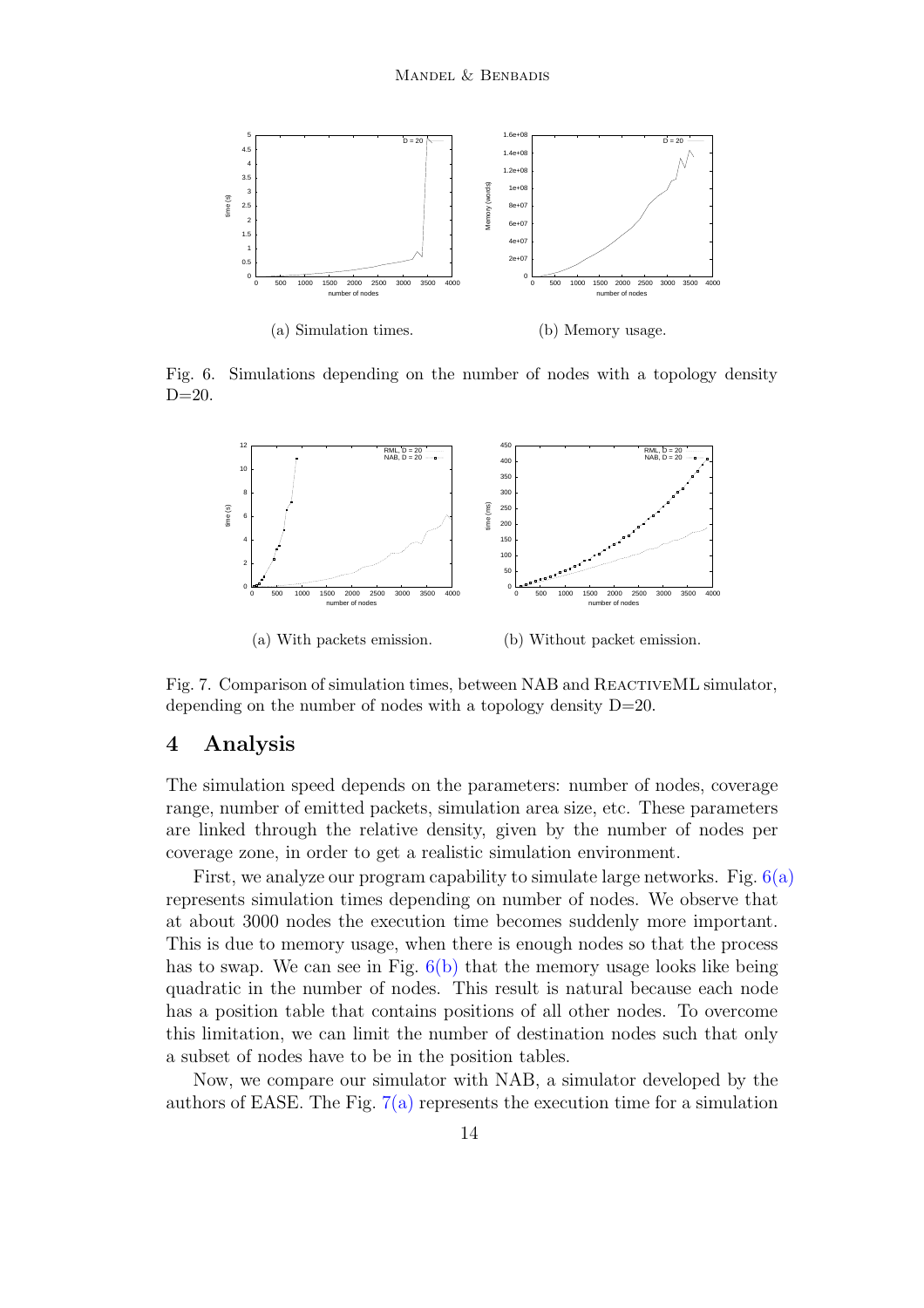(a) Simulation times.

(b) Memory usage.

Fig. 6. Simulations depending on the number of nodes with a topology density D=20.

(a) With packets emission.

(b) Without packet emission.

Fig. 7. Comparison of simulation times, between NAB and ReactiveML simulator, depending on the number of nodes with a topology density D=20.

## 4 Analysis

The simulation speed depends on the parameters: number of nodes, coverage range, number of emitted packets, simulation area size, etc. These parameters are linked through the relative density, given by the number of nodes per coverage zone, in order to get a realistic simulation environment.

First, we analyze our program capability to simulate large networks. Fig. 6(a) represents simulation times depending on number of nodes. We observe that at about 3000 nodes the execution time becomes suddenly more important. This is due to memory usage, when there is enough nodes so that the process has to swap. We can see in Fig. 6(b) that the memory usage looks like being quadratic in the number of nodes. This result is natural because each node has a position table that contains positions of all other nodes. To overcome this limitation, we can limit the number of destination nodes such that only a subset of nodes have to be in the position tables.

Now, we compare our simulator with NAB, a simulator developed by the authors of EASE. The Fig. 7(a) represents the execution time for a simulation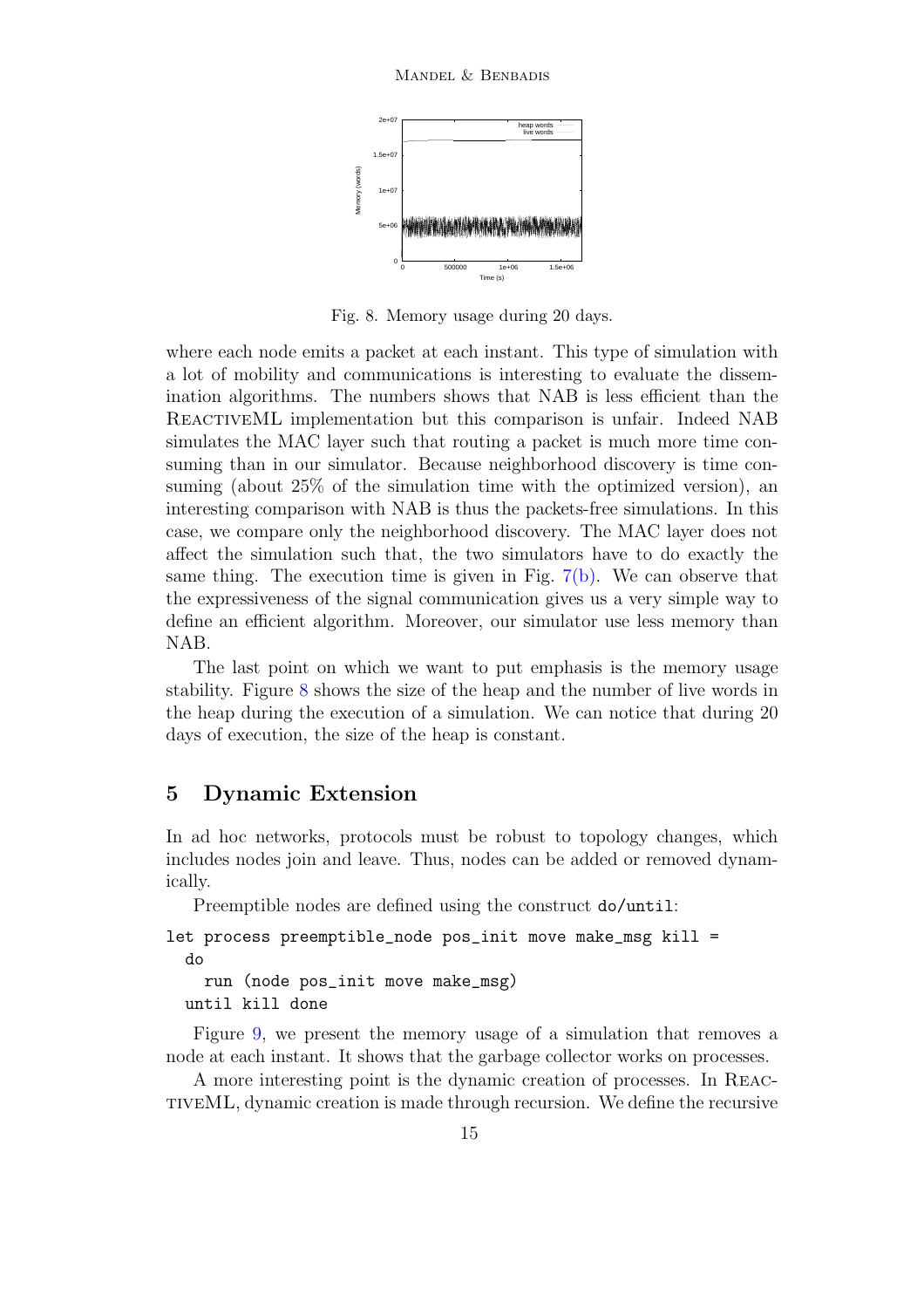Fig. 8. Memory usage during 20 days.

where each node emits a packet at each instant. This type of simulation with a lot of mobility and communications is interesting to evaluate the dissemination algorithms. The numbers shows that NAB is less efficient than the ReactiveML implementation but this comparison is unfair. Indeed NAB simulates the MAC layer such that routing a packet is much more time consuming than in our simulator. Because neighborhood discovery is time consuming (about 25% of the simulation time with the optimized version), an interesting comparison with NAB is thus the packets-free simulations. In this case, we compare only the neighborhood discovery. The MAC layer does not affect the simulation such that, the two simulators have to do exactly the same thing. The execution time is given in Fig. 7(b). We can observe that the expressiveness of the signal communication gives us a very simple way to define an efficient algorithm. Moreover, our simulator use less memory than NAB.

The last point on which we want to put emphasis is the memory usage stability. Figure 8 shows the size of the heap and the number of live words in the heap during the execution of a simulation. We can notice that during 20 days of execution, the size of the heap is constant.

## 5 Dynamic Extension

In ad hoc networks, protocols must be robust to topology changes, which includes nodes join and leave. Thus, nodes can be added or removed dynamically.

Preemptible nodes are defined using the construct `do/until`:

```
let process preemptible_node pos_init move make_msg kill =
  do
    run (node pos_init move make_msg)
  until kill done
```

Figure 9, we present the memory usage of a simulation that removes a node at each instant. It shows that the garbage collector works on processes.

A more interesting point is the dynamic creation of processes. In ReactiveML, dynamic creation is made through recursion. We define the recursive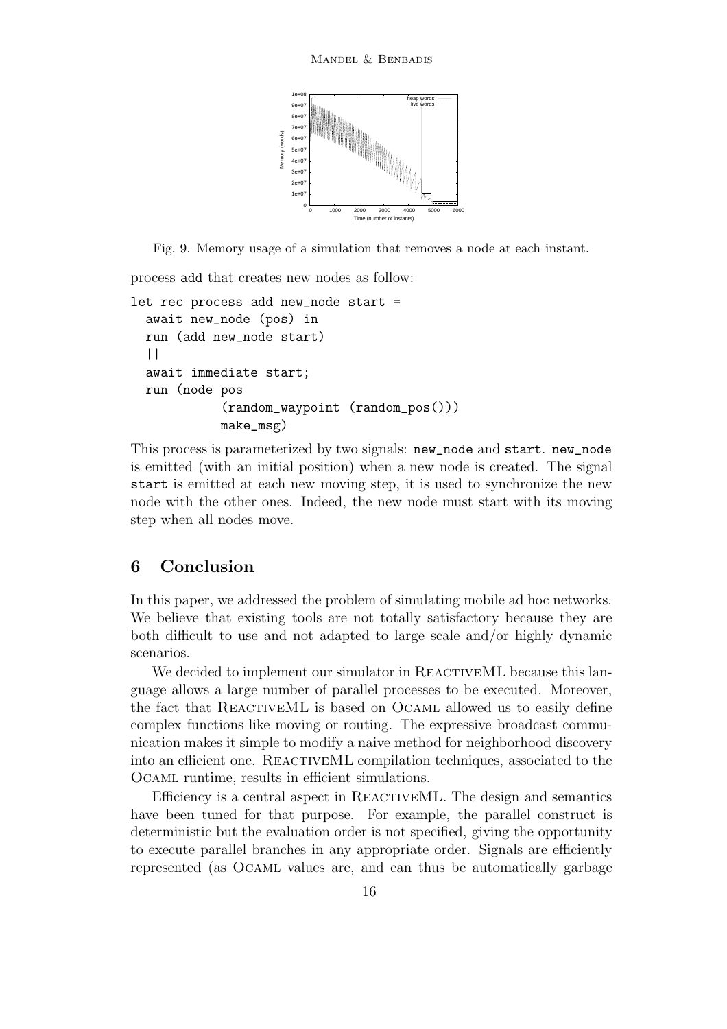Fig. 9. Memory usage of a simulation that removes a node at each instant.

process add that creates new nodes as follow:

```
let rec process add new_node start =
  await new_node (pos) in
  run (add new_node start)
  ||
  await immediate start;
  run (node pos
           (random_waypoint (random_pos()))
           make_msg)
```

This process is parameterized by two signals: new_node and start. new_node is emitted (with an initial position) when a new node is created. The signal start is emitted at each new moving step, it is used to synchronize the new node with the other ones. Indeed, the new node must start with its moving step when all nodes move.

## 6 Conclusion

In this paper, we addressed the problem of simulating mobile ad hoc networks. We believe that existing tools are not totally satisfactory because they are both difficult to use and not adapted to large scale and/or highly dynamic scenarios.

We decided to implement our simulator in ReactiveML because this language allows a large number of parallel processes to be executed. Moreover, the fact that ReactiveML is based on Ocaml allowed us to easily define complex functions like moving or routing. The expressive broadcast communication makes it simple to modify a naive method for neighborhood discovery into an efficient one. ReactiveML compilation techniques, associated to the Ocaml runtime, results in efficient simulations.

Efficiency is a central aspect in ReactiveML. The design and semantics have been tuned for that purpose. For example, the parallel construct is deterministic but the evaluation order is not specified, giving the opportunity to execute parallel branches in any appropriate order. Signals are efficiently represented (as Ocaml values are, and can thus be automatically garbage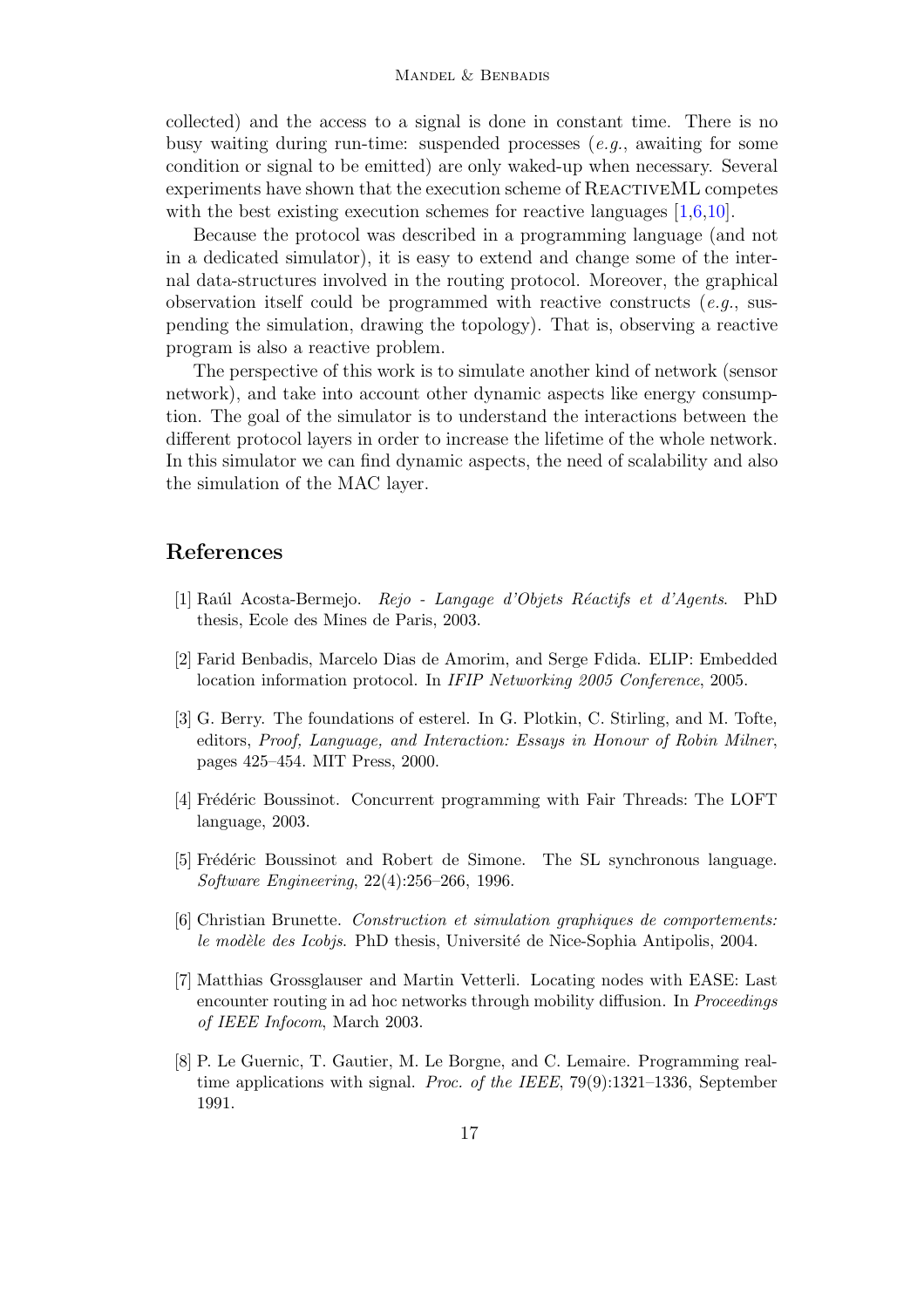collected) and the access to a signal is done in constant time. There is no busy waiting during run-time: suspended processes (*e.g.*, awaiting for some condition or signal to be emitted) are only waked-up when necessary. Several experiments have shown that the execution scheme of ReactiveML competes with the best existing execution schemes for reactive languages [1,6,10].

Because the protocol was described in a programming language (and not in a dedicated simulator), it is easy to extend and change some of the internal data-structures involved in the routing protocol. Moreover, the graphical observation itself could be programmed with reactive constructs (*e.g.*, suspending the simulation, drawing the topology). That is, observing a reactive program is also a reactive problem.

The perspective of this work is to simulate another kind of network (sensor network), and take into account other dynamic aspects like energy consumption. The goal of the simulator is to understand the interactions between the different protocol layers in order to increase the lifetime of the whole network. In this simulator we can find dynamic aspects, the need of scalability and also the simulation of the MAC layer.

## References

[1] Raúl Acosta-Bermejo. *Rejo - Langage d'Objets Réactifs et d'Agents*. PhD thesis, Ecole des Mines de Paris, 2003.

[2] Farid Benbadis, Marcelo Dias de Amorim, and Serge Fdida. ELIP: Embedded location information protocol. In *IFIP Networking 2005 Conference*, 2005.

[3] G. Berry. The foundations of esterel. In G. Plotkin, C. Stirling, and M. Tofte, editors, *Proof, Language, and Interaction: Essays in Honour of Robin Milner*, pages 425–454. MIT Press, 2000.

[4] Frédéric Boussinot. Concurrent programming with Fair Threads: The LOFT language, 2003.

[5] Frédéric Boussinot and Robert de Simone. The SL synchronous language. *Software Engineering*, 22(4):256–266, 1996.

[6] Christian Brunette. *Construction et simulation graphiques de comportements: le modèle des Icobjs*. PhD thesis, Université de Nice-Sophia Antipolis, 2004.

[7] Matthias Grossglauser and Martin Vetterli. Locating nodes with EASE: Last encounter routing in ad hoc networks through mobility diffusion. In *Proceedings of IEEE Infocom*, March 2003.

[8] P. Le Guernic, T. Gautier, M. Le Borgne, and C. Lemaire. Programming real-time applications with signal. *Proc. of the IEEE*, 79(9):1321–1336, September 1991.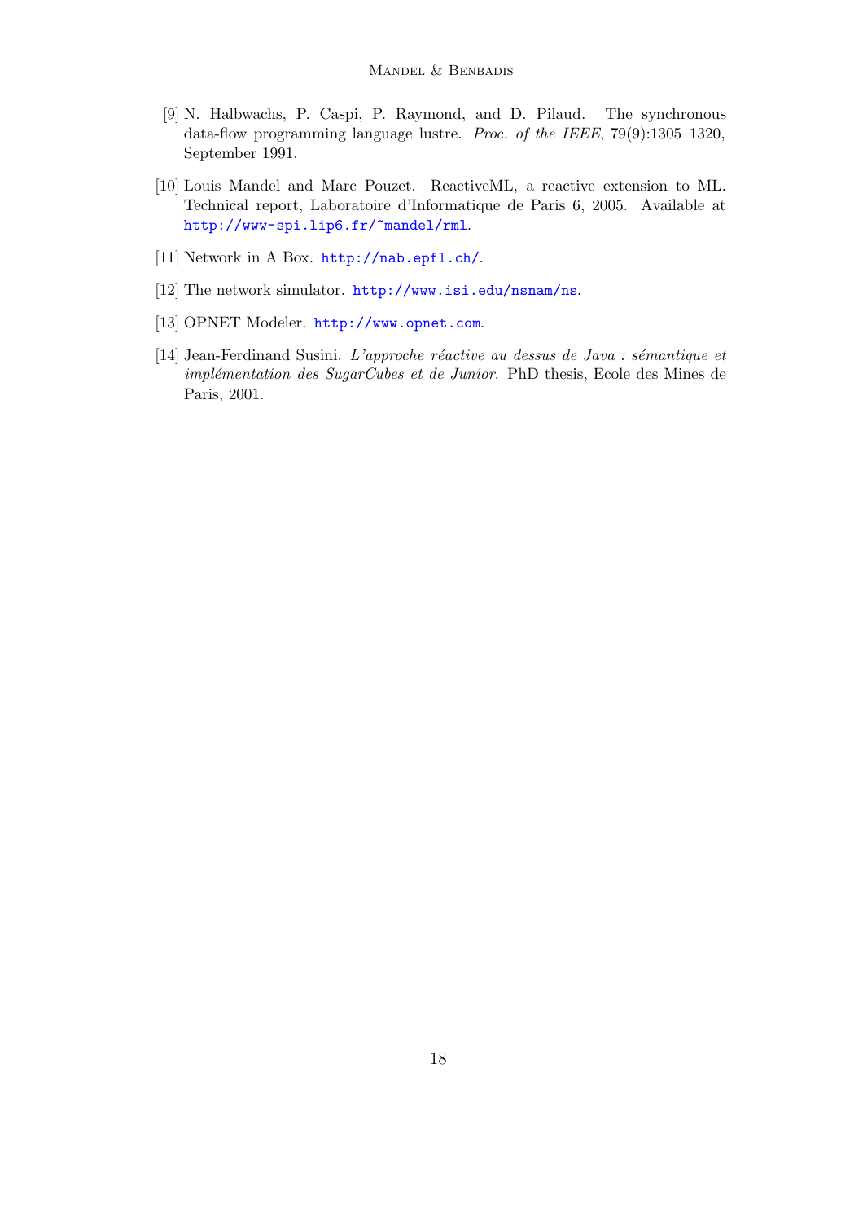[9] N. Halbwachs, P. Caspi, P. Raymond, and D. Pilaud. The synchronous data-flow programming language lustre. *Proc. of the IEEE*, 79(9):1305–1320, September 1991.

[10] Louis Mandel and Marc Pouzet. ReactiveML, a reactive extension to ML. Technical report, Laboratoire d'Informatique de Paris 6, 2005. Available at http://www-spi.lip6.fr/~mandel/rml.

[11] Network in A Box. http://nab.epfl.ch/.

[12] The network simulator. http://www.isi.edu/nsnam/ns.

[13] OPNET Modeler. http://www.opnet.com.

[14] Jean-Ferdinand Susini. *L'approche réactive au dessus de Java : sémantique et implémentation des SugarCubes et de Junior*. PhD thesis, Ecole des Mines de Paris, 2001.